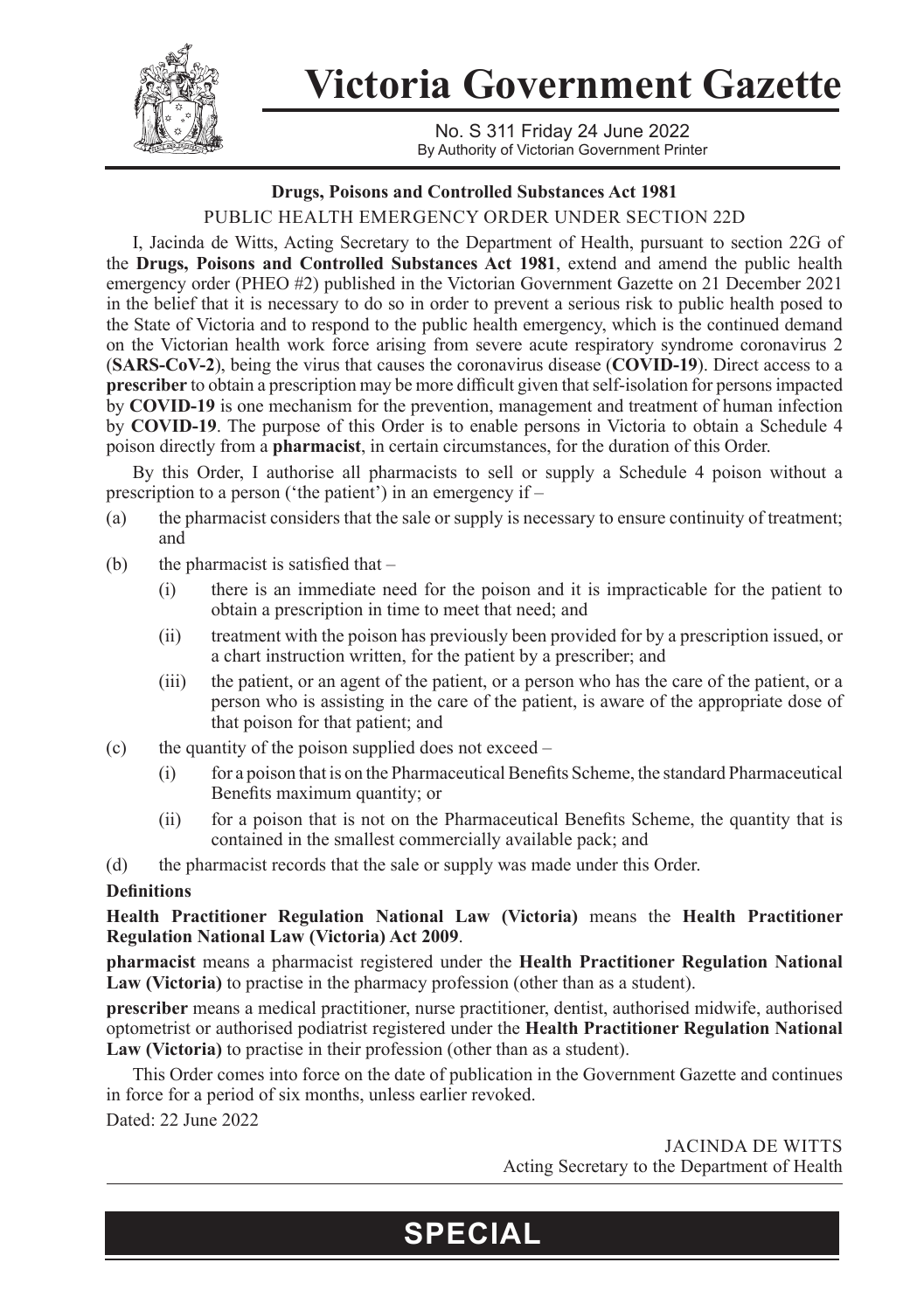# Victoria Government Gazette

No. S 311 Friday 24 June 2022
By Authority of Victorian Government Printer

**Drugs, Poisons and Controlled Substances Act 1981**

PUBLIC HEALTH EMERGENCY ORDER UNDER SECTION 22D

I, Jacinda de Witts, Acting Secretary to the Department of Health, pursuant to section 22G of the **Drugs, Poisons and Controlled Substances Act 1981**, extend and amend the public health emergency order (PHEO #2) published in the Victorian Government Gazette on 21 December 2021 in the belief that it is necessary to do so in order to prevent a serious risk to public health posed to the State of Victoria and to respond to the public health emergency, which is the continued demand on the Victorian health work force arising from severe acute respiratory syndrome coronavirus 2 (**SARS-CoV-2**), being the virus that causes the coronavirus disease (**COVID-19**). Direct access to a **prescriber** to obtain a prescription may be more difficult given that self-isolation for persons impacted by **COVID-19** is one mechanism for the prevention, management and treatment of human infection by **COVID-19**. The purpose of this Order is to enable persons in Victoria to obtain a Schedule 4 poison directly from a **pharmacist**, in certain circumstances, for the duration of this Order.

By this Order, I authorise all pharmacists to sell or supply a Schedule 4 poison without a prescription to a person ('the patient') in an emergency if –

(a) the pharmacist considers that the sale or supply is necessary to ensure continuity of treatment; and

(b) the pharmacist is satisfied that –

  (i) there is an immediate need for the poison and it is impracticable for the patient to obtain a prescription in time to meet that need; and

  (ii) treatment with the poison has previously been provided for by a prescription issued, or a chart instruction written, for the patient by a prescriber; and

  (iii) the patient, or an agent of the patient, or a person who has the care of the patient, or a person who is assisting in the care of the patient, is aware of the appropriate dose of that poison for that patient; and

(c) the quantity of the poison supplied does not exceed –

  (i) for a poison that is on the Pharmaceutical Benefits Scheme, the standard Pharmaceutical Benefits maximum quantity; or

  (ii) for a poison that is not on the Pharmaceutical Benefits Scheme, the quantity that is contained in the smallest commercially available pack; and

(d) the pharmacist records that the sale or supply was made under this Order.

**Definitions**

**Health Practitioner Regulation National Law (Victoria)** means the **Health Practitioner Regulation National Law (Victoria) Act 2009**.

**pharmacist** means a pharmacist registered under the **Health Practitioner Regulation National Law (Victoria)** to practise in the pharmacy profession (other than as a student).

**prescriber** means a medical practitioner, nurse practitioner, dentist, authorised midwife, authorised optometrist or authorised podiatrist registered under the **Health Practitioner Regulation National Law (Victoria)** to practise in their profession (other than as a student).

This Order comes into force on the date of publication in the Government Gazette and continues in force for a period of six months, unless earlier revoked.

Dated: 22 June 2022

JACINDA DE WITTS
Acting Secretary to the Department of Health

**SPECIAL**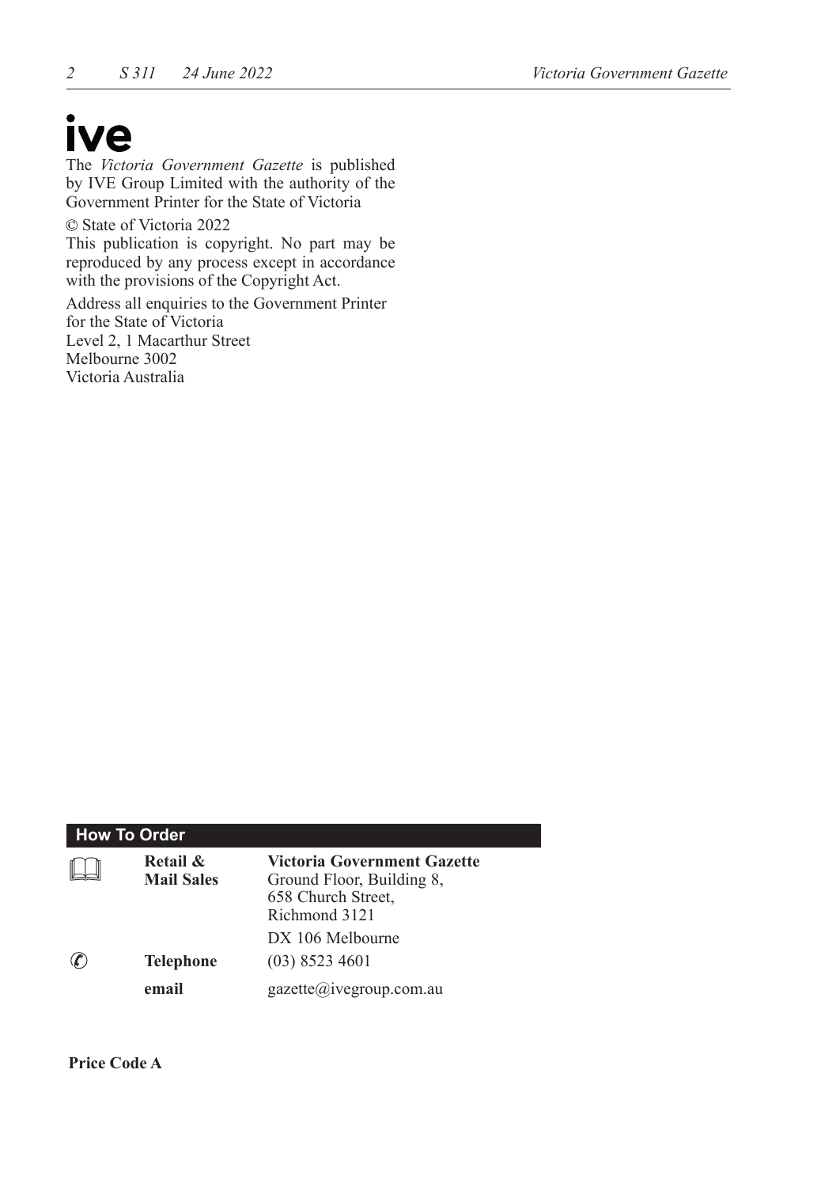ive

The *Victoria Government Gazette* is published by IVE Group Limited with the authority of the Government Printer for the State of Victoria

© State of Victoria 2022

This publication is copyright. No part may be reproduced by any process except in accordance with the provisions of the Copyright Act.

Address all enquiries to the Government Printer for the State of Victoria
Level 2, 1 Macarthur Street
Melbourne 3002
Victoria Australia

**How To Order**

| | | |
|---|---|---|
| | **Retail & Mail Sales** | **Victoria Government Gazette** Ground Floor, Building 8, 658 Church Street, Richmond 3121 |
| | | DX 106 Melbourne |
| | **Telephone** | (03) 8523 4601 |
| | **email** | gazette@ivegroup.com.au |

**Price Code A**